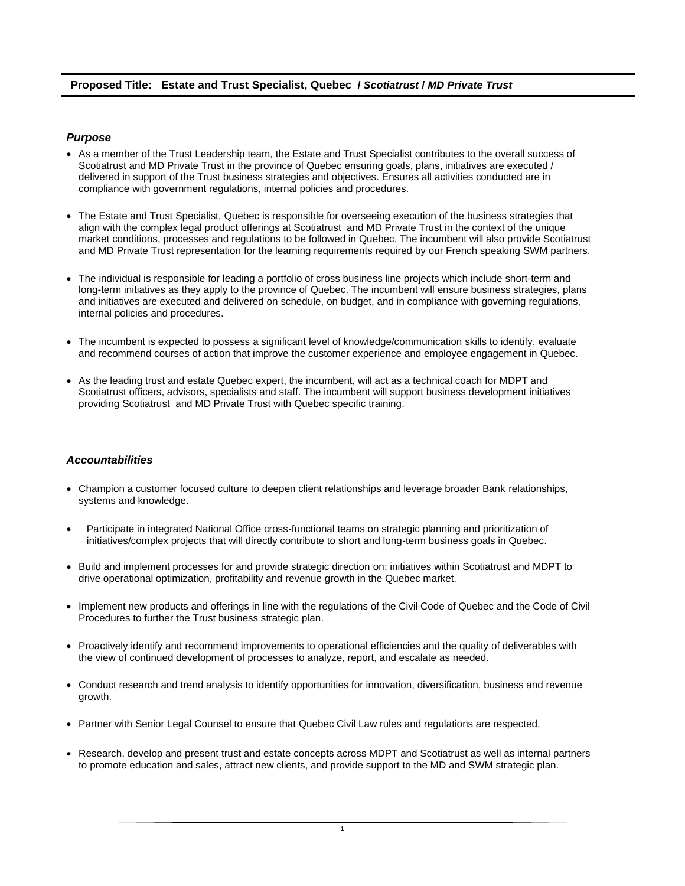**Proposed Title: Estate and Trust Specialist, Quebec / *Scotiatrust / MD Private Trust***

## *Purpose*

- As a member of the Trust Leadership team, the Estate and Trust Specialist contributes to the overall success of Scotiatrust and MD Private Trust in the province of Quebec ensuring goals, plans, initiatives are executed / delivered in support of the Trust business strategies and objectives. Ensures all activities conducted are in compliance with government regulations, internal policies and procedures.

- The Estate and Trust Specialist, Quebec is responsible for overseeing execution of the business strategies that align with the complex legal product offerings at Scotiatrust and MD Private Trust in the context of the unique market conditions, processes and regulations to be followed in Quebec. The incumbent will also provide Scotiatrust and MD Private Trust representation for the learning requirements required by our French speaking SWM partners.

- The individual is responsible for leading a portfolio of cross business line projects which include short-term and long-term initiatives as they apply to the province of Quebec. The incumbent will ensure business strategies, plans and initiatives are executed and delivered on schedule, on budget, and in compliance with governing regulations, internal policies and procedures.

- The incumbent is expected to possess a significant level of knowledge/communication skills to identify, evaluate and recommend courses of action that improve the customer experience and employee engagement in Quebec.

- As the leading trust and estate Quebec expert, the incumbent, will act as a technical coach for MDPT and Scotiatrust officers, advisors, specialists and staff. The incumbent will support business development initiatives providing Scotiatrust and MD Private Trust with Quebec specific training.

## *Accountabilities*

- Champion a customer focused culture to deepen client relationships and leverage broader Bank relationships, systems and knowledge.

- Participate in integrated National Office cross-functional teams on strategic planning and prioritization of initiatives/complex projects that will directly contribute to short and long-term business goals in Quebec.

- Build and implement processes for and provide strategic direction on; initiatives within Scotiatrust and MDPT to drive operational optimization, profitability and revenue growth in the Quebec market.

- Implement new products and offerings in line with the regulations of the Civil Code of Quebec and the Code of Civil Procedures to further the Trust business strategic plan.

- Proactively identify and recommend improvements to operational efficiencies and the quality of deliverables with the view of continued development of processes to analyze, report, and escalate as needed.

- Conduct research and trend analysis to identify opportunities for innovation, diversification, business and revenue growth.

- Partner with Senior Legal Counsel to ensure that Quebec Civil Law rules and regulations are respected.

- Research, develop and present trust and estate concepts across MDPT and Scotiatrust as well as internal partners to promote education and sales, attract new clients, and provide support to the MD and SWM strategic plan.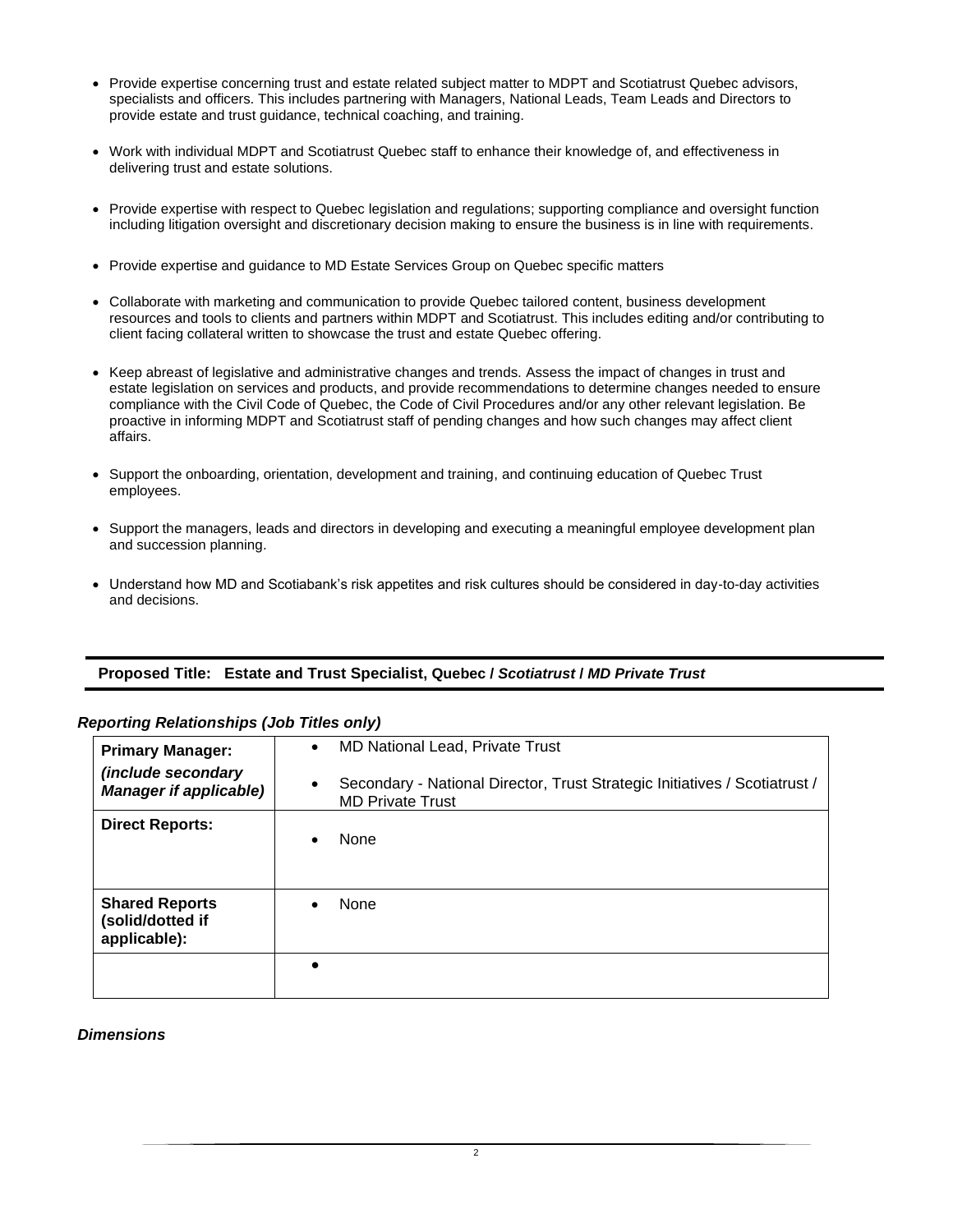- Provide expertise concerning trust and estate related subject matter to MDPT and Scotiatrust Quebec advisors, specialists and officers. This includes partnering with Managers, National Leads, Team Leads and Directors to provide estate and trust guidance, technical coaching, and training.
- Work with individual MDPT and Scotiatrust Quebec staff to enhance their knowledge of, and effectiveness in delivering trust and estate solutions.
- Provide expertise with respect to Quebec legislation and regulations; supporting compliance and oversight function including litigation oversight and discretionary decision making to ensure the business is in line with requirements.
- Provide expertise and guidance to MD Estate Services Group on Quebec specific matters
- Collaborate with marketing and communication to provide Quebec tailored content, business development resources and tools to clients and partners within MDPT and Scotiatrust. This includes editing and/or contributing to client facing collateral written to showcase the trust and estate Quebec offering.
- Keep abreast of legislative and administrative changes and trends. Assess the impact of changes in trust and estate legislation on services and products, and provide recommendations to determine changes needed to ensure compliance with the Civil Code of Quebec, the Code of Civil Procedures and/or any other relevant legislation. Be proactive in informing MDPT and Scotiatrust staff of pending changes and how such changes may affect client affairs.
- Support the onboarding, orientation, development and training, and continuing education of Quebec Trust employees.
- Support the managers, leads and directors in developing and executing a meaningful employee development plan and succession planning.
- Understand how MD and Scotiabank's risk appetites and risk cultures should be considered in day-to-day activities and decisions.

## Proposed Title: Estate and Trust Specialist, Quebec / *Scotiatrust / MD Private Trust*

### *Reporting Relationships (Job Titles only)*

| | |
|---|---|
| **Primary Manager:** *(include secondary Manager if applicable)* | • MD National Lead, Private Trust<br>• Secondary - National Director, Trust Strategic Initiatives / Scotiatrust / MD Private Trust |
| **Direct Reports:** | • None |
| **Shared Reports (solid/dotted if applicable):** | • None |
| | • |

### *Dimensions*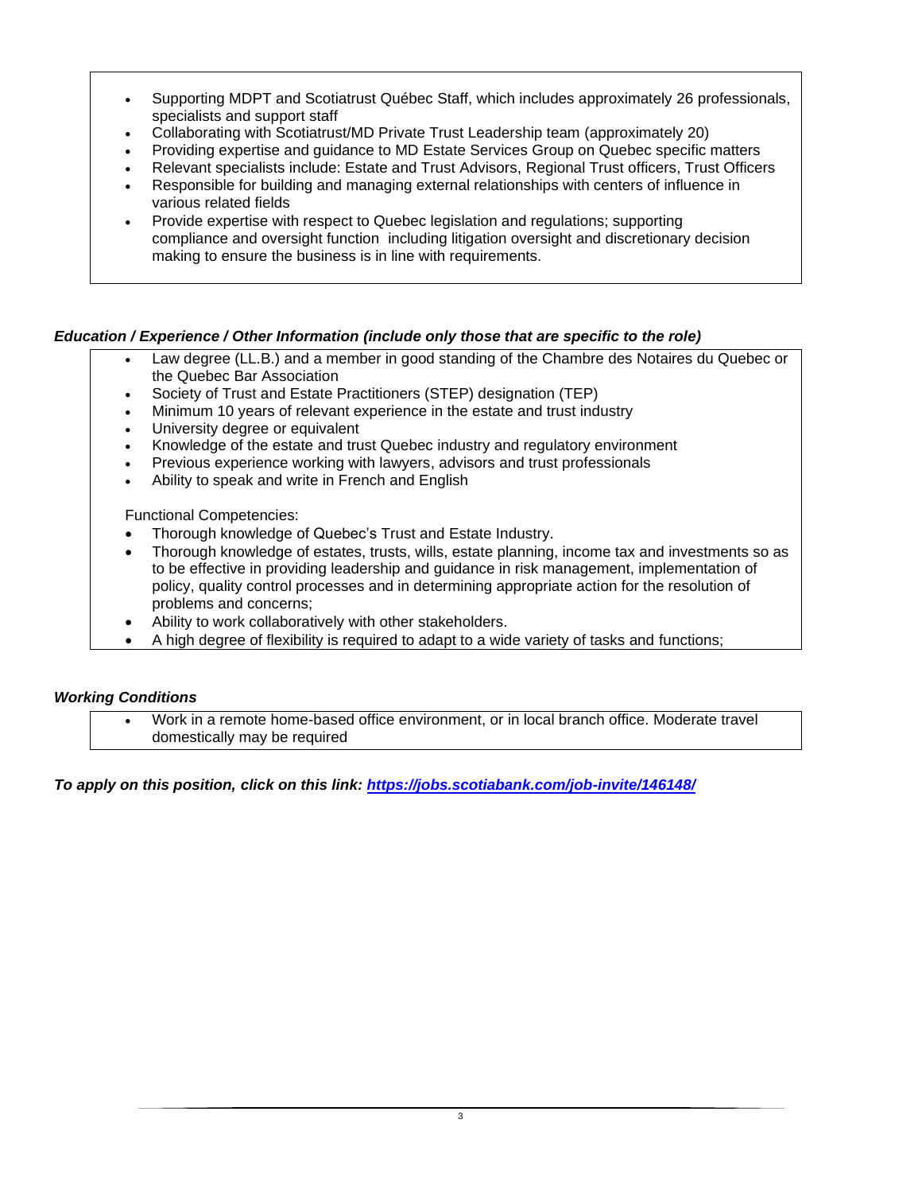- Supporting MDPT and Scotiatrust Québec Staff, which includes approximately 26 professionals, specialists and support staff
- Collaborating with Scotiatrust/MD Private Trust Leadership team (approximately 20)
- Providing expertise and guidance to MD Estate Services Group on Quebec specific matters
- Relevant specialists include: Estate and Trust Advisors, Regional Trust officers, Trust Officers
- Responsible for building and managing external relationships with centers of influence in various related fields
- Provide expertise with respect to Quebec legislation and regulations; supporting compliance and oversight function including litigation oversight and discretionary decision making to ensure the business is in line with requirements.

***Education / Experience / Other Information (include only those that are specific to the role)***

- Law degree (LL.B.) and a member in good standing of the Chambre des Notaires du Quebec or the Quebec Bar Association
- Society of Trust and Estate Practitioners (STEP) designation (TEP)
- Minimum 10 years of relevant experience in the estate and trust industry
- University degree or equivalent
- Knowledge of the estate and trust Quebec industry and regulatory environment
- Previous experience working with lawyers, advisors and trust professionals
- Ability to speak and write in French and English

Functional Competencies:

- Thorough knowledge of Quebec's Trust and Estate Industry.
- Thorough knowledge of estates, trusts, wills, estate planning, income tax and investments so as to be effective in providing leadership and guidance in risk management, implementation of policy, quality control processes and in determining appropriate action for the resolution of problems and concerns;
- Ability to work collaboratively with other stakeholders.
- A high degree of flexibility is required to adapt to a wide variety of tasks and functions;

***Working Conditions***

- Work in a remote home-based office environment, or in local branch office. Moderate travel domestically may be required

***To apply on this position, click on this link: [https://jobs.scotiabank.com/job-invite/146148/](https://jobs.scotiabank.com/job-invite/146148/)***